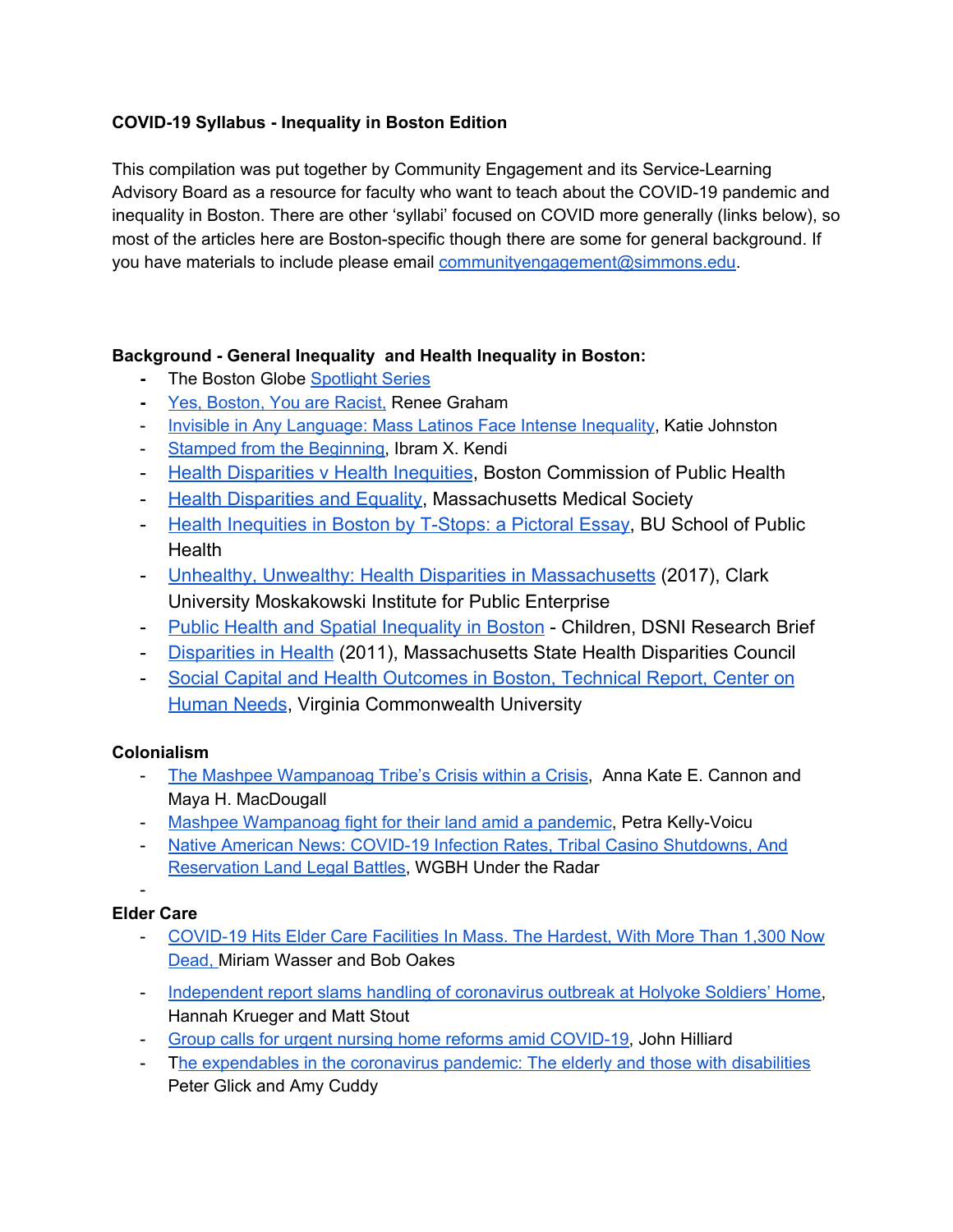**COVID-19 Syllabus - Inequality in Boston Edition**

This compilation was put together by Community Engagement and its Service-Learning Advisory Board as a resource for faculty who want to teach about the COVID-19 pandemic and inequality in Boston. There are other 'syllabi' focused on COVID more generally (links below), so most of the articles here are Boston-specific though there are some for general background. If you have materials to include please email communityengagement@simmons.edu.

**Background - General Inequality and Health Inequality in Boston:**

- The Boston Globe Spotlight Series
- Yes, Boston, You are Racist, Renee Graham
- Invisible in Any Language: Mass Latinos Face Intense Inequality, Katie Johnston
- Stamped from the Beginning, Ibram X. Kendi
- Health Disparities v Health Inequities, Boston Commission of Public Health
- Health Disparities and Equality, Massachusetts Medical Society
- Health Inequities in Boston by T-Stops: a Pictoral Essay, BU School of Public Health
- Unhealthy, Unwealthy: Health Disparities in Massachusetts (2017), Clark University Moskakowski Institute for Public Enterprise
- Public Health and Spatial Inequality in Boston - Children, DSNI Research Brief
- Disparities in Health (2011), Massachusetts State Health Disparities Council
- Social Capital and Health Outcomes in Boston, Technical Report, Center on Human Needs, Virginia Commonwealth University

**Colonialism**

- The Mashpee Wampanoag Tribe's Crisis within a Crisis, Anna Kate E. Cannon and Maya H. MacDougall
- Mashpee Wampanoag fight for their land amid a pandemic, Petra Kelly-Voicu
- Native American News: COVID-19 Infection Rates, Tribal Casino Shutdowns, And Reservation Land Legal Battles, WGBH Under the Radar
-

**Elder Care**

- COVID-19 Hits Elder Care Facilities In Mass. The Hardest, With More Than 1,300 Now Dead, Miriam Wasser and Bob Oakes
- Independent report slams handling of coronavirus outbreak at Holyoke Soldiers' Home, Hannah Krueger and Matt Stout
- Group calls for urgent nursing home reforms amid COVID-19, John Hilliard
- The expendables in the coronavirus pandemic: The elderly and those with disabilities Peter Glick and Amy Cuddy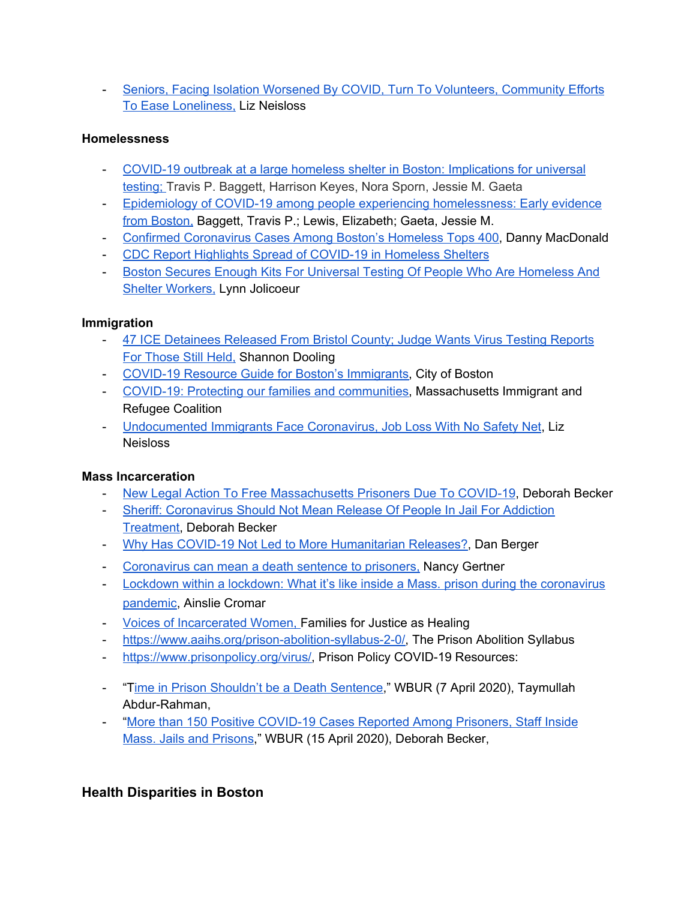- Seniors, Facing Isolation Worsened By COVID, Turn To Volunteers, Community Efforts To Ease Loneliness, Liz Neisloss

**Homelessness**

- COVID-19 outbreak at a large homeless shelter in Boston: Implications for universal testing; Travis P. Baggett, Harrison Keyes, Nora Sporn, Jessie M. Gaeta
- Epidemiology of COVID-19 among people experiencing homelessness: Early evidence from Boston, Baggett, Travis P.; Lewis, Elizabeth; Gaeta, Jessie M.
- Confirmed Coronavirus Cases Among Boston's Homeless Tops 400, Danny MacDonald
- CDC Report Highlights Spread of COVID-19 in Homeless Shelters
- Boston Secures Enough Kits For Universal Testing Of People Who Are Homeless And Shelter Workers, Lynn Jolicoeur

**Immigration**

- 47 ICE Detainees Released From Bristol County; Judge Wants Virus Testing Reports For Those Still Held, Shannon Dooling
- COVID-19 Resource Guide for Boston's Immigrants, City of Boston
- COVID-19: Protecting our families and communities, Massachusetts Immigrant and Refugee Coalition
- Undocumented Immigrants Face Coronavirus, Job Loss With No Safety Net, Liz Neisloss

**Mass Incarceration**

- New Legal Action To Free Massachusetts Prisoners Due To COVID-19, Deborah Becker
- Sheriff: Coronavirus Should Not Mean Release Of People In Jail For Addiction Treatment, Deborah Becker
- Why Has COVID-19 Not Led to More Humanitarian Releases?, Dan Berger
- Coronavirus can mean a death sentence to prisoners, Nancy Gertner
- Lockdown within a lockdown: What it's like inside a Mass. prison during the coronavirus pandemic, Ainslie Cromar
- Voices of Incarcerated Women, Families for Justice as Healing
- https://www.aaihs.org/prison-abolition-syllabus-2-0/, The Prison Abolition Syllabus
- https://www.prisonpolicy.org/virus/, Prison Policy COVID-19 Resources:

- "Time in Prison Shouldn't be a Death Sentence," WBUR (7 April 2020), Taymullah Abdur-Rahman,
- "More than 150 Positive COVID-19 Cases Reported Among Prisoners, Staff Inside Mass. Jails and Prisons," WBUR (15 April 2020), Deborah Becker,

## Health Disparities in Boston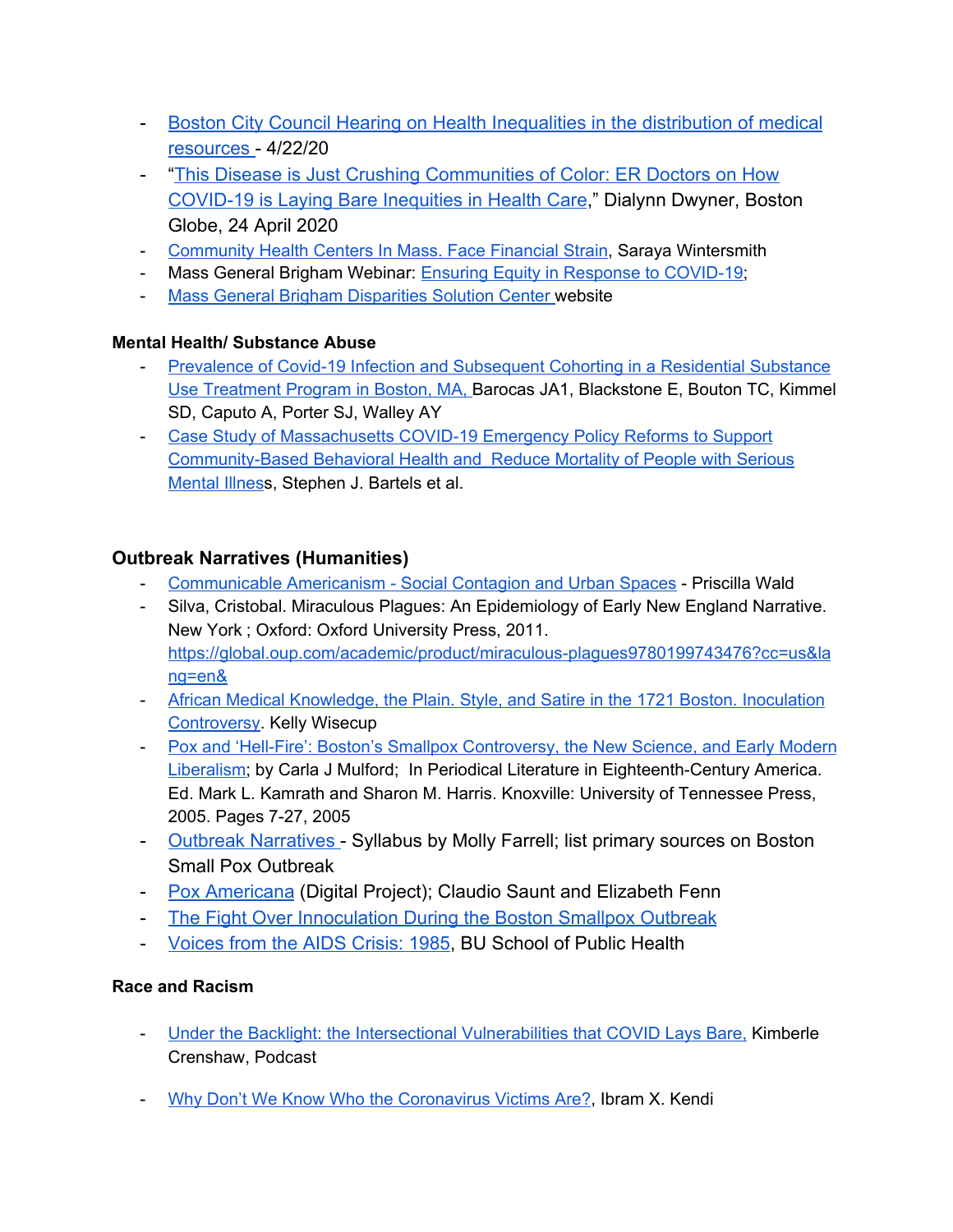- Boston City Council Hearing on Health Inequalities in the distribution of medical resources - 4/22/20
- "This Disease is Just Crushing Communities of Color: ER Doctors on How COVID-19 is Laying Bare Inequities in Health Care," Dialynn Dwyner, Boston Globe, 24 April 2020
- Community Health Centers In Mass. Face Financial Strain, Saraya Wintersmith
- Mass General Brigham Webinar: Ensuring Equity in Response to COVID-19;
- Mass General Brigham Disparities Solution Center website

**Mental Health/ Substance Abuse**

- Prevalence of Covid-19 Infection and Subsequent Cohorting in a Residential Substance Use Treatment Program in Boston, MA, Barocas JA1, Blackstone E, Bouton TC, Kimmel SD, Caputo A, Porter SJ, Walley AY
- Case Study of Massachusetts COVID-19 Emergency Policy Reforms to Support Community-Based Behavioral Health and Reduce Mortality of People with Serious Mental Illness, Stephen J. Bartels et al.

## Outbreak Narratives (Humanities)

- Communicable Americanism - Social Contagion and Urban Spaces - Priscilla Wald
- Silva, Cristobal. Miraculous Plagues: An Epidemiology of Early New England Narrative. New York ; Oxford: Oxford University Press, 2011. https://global.oup.com/academic/product/miraculous-plagues9780199743476?cc=us&lang=en&
- African Medical Knowledge, the Plain. Style, and Satire in the 1721 Boston. Inoculation Controversy. Kelly Wisecup
- Pox and 'Hell-Fire': Boston's Smallpox Controversy, the New Science, and Early Modern Liberalism; by Carla J Mulford; In Periodical Literature in Eighteenth-Century America. Ed. Mark L. Kamrath and Sharon M. Harris. Knoxville: University of Tennessee Press, 2005. Pages 7-27, 2005
- Outbreak Narratives - Syllabus by Molly Farrell; list primary sources on Boston Small Pox Outbreak
- Pox Americana (Digital Project); Claudio Saunt and Elizabeth Fenn
- The Fight Over Innoculation During the Boston Smallpox Outbreak
- Voices from the AIDS Crisis: 1985, BU School of Public Health

**Race and Racism**

- Under the Backlight: the Intersectional Vulnerabilities that COVID Lays Bare, Kimberle Crenshaw, Podcast

- Why Don't We Know Who the Coronavirus Victims Are?, Ibram X. Kendi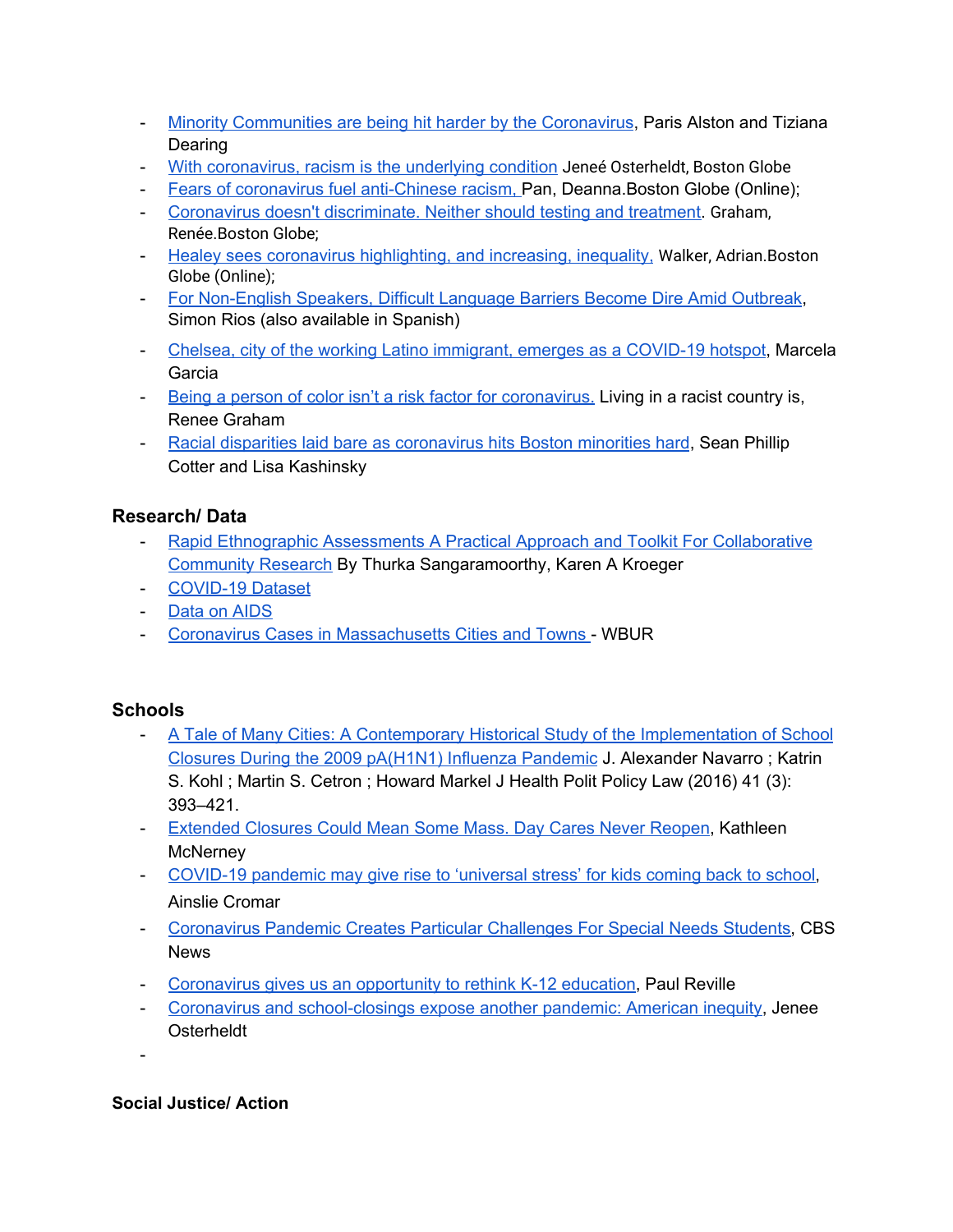- Minority Communities are being hit harder by the Coronavirus, Paris Alston and Tiziana Dearing
- With coronavirus, racism is the underlying condition Jeneé Osterheldt, Boston Globe
- Fears of coronavirus fuel anti-Chinese racism, Pan, Deanna.Boston Globe (Online);
- Coronavirus doesn't discriminate. Neither should testing and treatment. Graham, Renée.Boston Globe;
- Healey sees coronavirus highlighting, and increasing, inequality, Walker, Adrian.Boston Globe (Online);
- For Non-English Speakers, Difficult Language Barriers Become Dire Amid Outbreak, Simon Rios (also available in Spanish)
- Chelsea, city of the working Latino immigrant, emerges as a COVID-19 hotspot, Marcela Garcia
- Being a person of color isn't a risk factor for coronavirus. Living in a racist country is, Renee Graham
- Racial disparities laid bare as coronavirus hits Boston minorities hard, Sean Phillip Cotter and Lisa Kashinsky

## Research/ Data

- Rapid Ethnographic Assessments A Practical Approach and Toolkit For Collaborative Community Research By Thurka Sangaramoorthy, Karen A Kroeger
- COVID-19 Dataset
- Data on AIDS
- Coronavirus Cases in Massachusetts Cities and Towns - WBUR

## Schools

- A Tale of Many Cities: A Contemporary Historical Study of the Implementation of School Closures During the 2009 pA(H1N1) Influenza Pandemic J. Alexander Navarro ; Katrin S. Kohl ; Martin S. Cetron ; Howard Markel J Health Polit Policy Law (2016) 41 (3): 393–421.
- Extended Closures Could Mean Some Mass. Day Cares Never Reopen, Kathleen McNerney
- COVID-19 pandemic may give rise to 'universal stress' for kids coming back to school, Ainslie Cromar
- Coronavirus Pandemic Creates Particular Challenges For Special Needs Students, CBS News
- Coronavirus gives us an opportunity to rethink K-12 education, Paul Reville
- Coronavirus and school-closings expose another pandemic: American inequity, Jenee Osterheldt
-

## Social Justice/ Action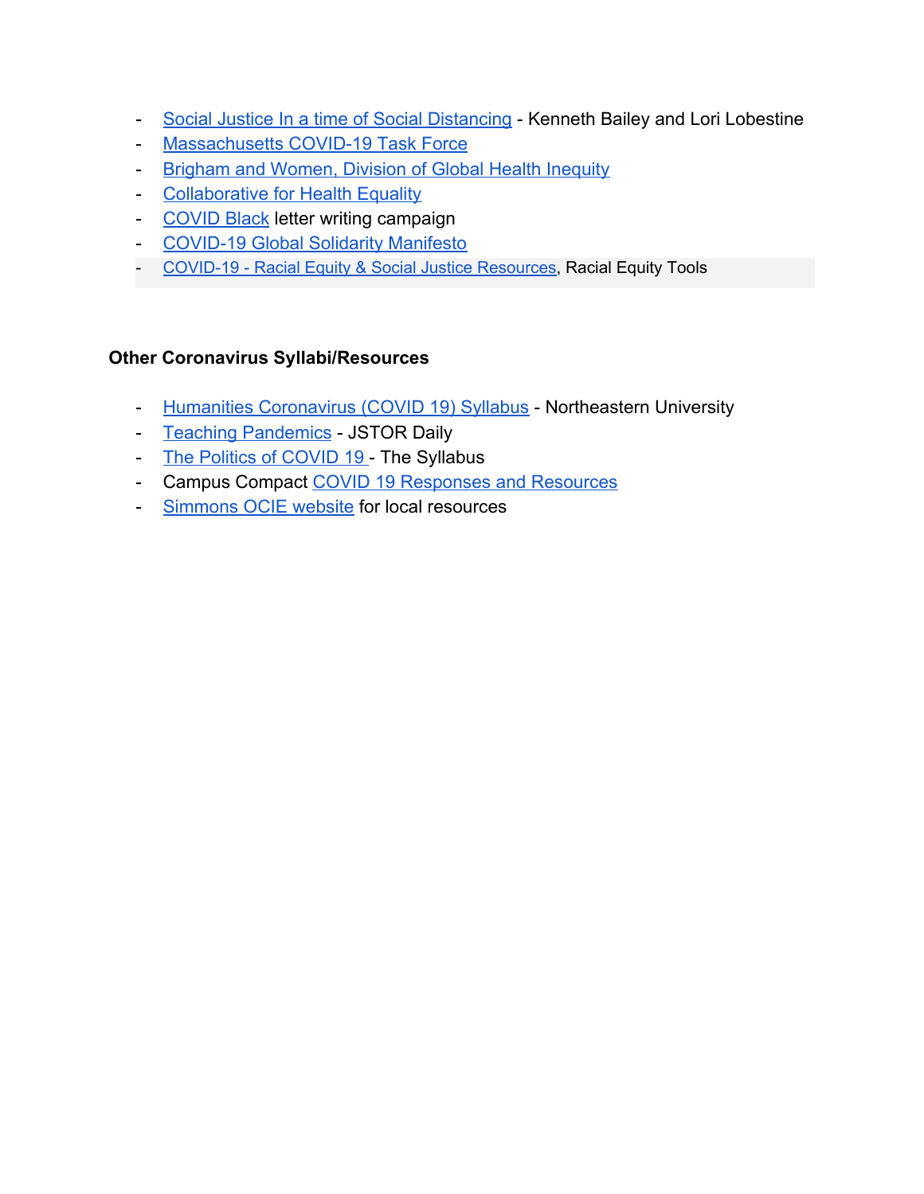- Social Justice In a time of Social Distancing - Kenneth Bailey and Lori Lobestine
- Massachusetts COVID-19 Task Force
- Brigham and Women, Division of Global Health Inequity
- Collaborative for Health Equality
- COVID Black letter writing campaign
- COVID-19 Global Solidarity Manifesto
- COVID-19 - Racial Equity & Social Justice Resources, Racial Equity Tools

**Other Coronavirus Syllabi/Resources**

- Humanities Coronavirus (COVID 19) Syllabus - Northeastern University
- Teaching Pandemics - JSTOR Daily
- The Politics of COVID 19 - The Syllabus
- Campus Compact COVID 19 Responses and Resources
- Simmons OCIE website for local resources